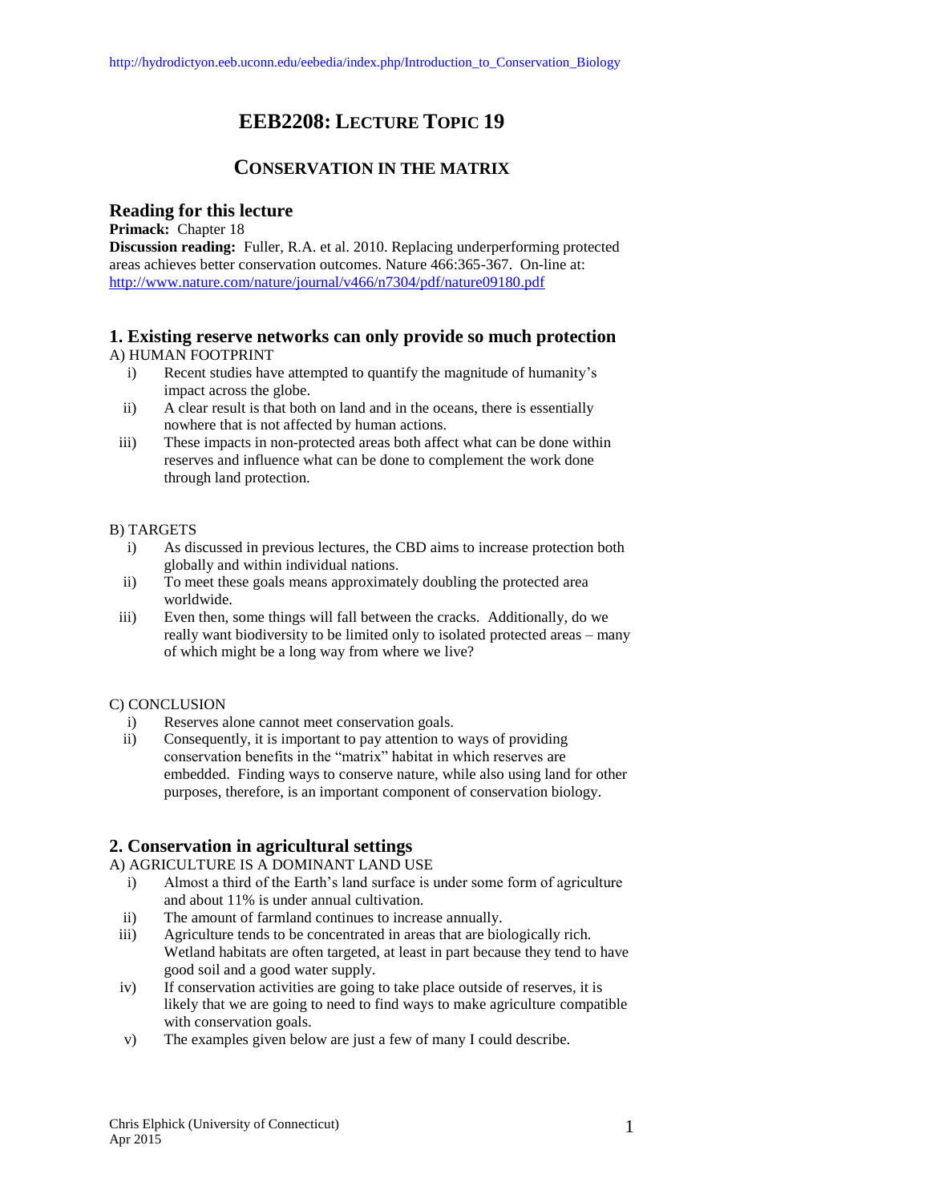http://hydrodictyon.eeb.uconn.edu/eebedia/index.php/Introduction_to_Conservation_Biology

# EEB2208: LECTURE TOPIC 19

## CONSERVATION IN THE MATRIX

### Reading for this lecture

**Primack:** Chapter 18

**Discussion reading:** Fuller, R.A. et al. 2010. Replacing underperforming protected areas achieves better conservation outcomes. Nature 466:365-367. On-line at: http://www.nature.com/nature/journal/v466/n7304/pdf/nature09180.pdf

### 1. Existing reserve networks can only provide so much protection

A) HUMAN FOOTPRINT

i) Recent studies have attempted to quantify the magnitude of humanity's impact across the globe.

ii) A clear result is that both on land and in the oceans, there is essentially nowhere that is not affected by human actions.

iii) These impacts in non-protected areas both affect what can be done within reserves and influence what can be done to complement the work done through land protection.

B) TARGETS

i) As discussed in previous lectures, the CBD aims to increase protection both globally and within individual nations.

ii) To meet these goals means approximately doubling the protected area worldwide.

iii) Even then, some things will fall between the cracks. Additionally, do we really want biodiversity to be limited only to isolated protected areas – many of which might be a long way from where we live?

C) CONCLUSION

i) Reserves alone cannot meet conservation goals.

ii) Consequently, it is important to pay attention to ways of providing conservation benefits in the "matrix" habitat in which reserves are embedded. Finding ways to conserve nature, while also using land for other purposes, therefore, is an important component of conservation biology.

### 2. Conservation in agricultural settings

A) AGRICULTURE IS A DOMINANT LAND USE

i) Almost a third of the Earth's land surface is under some form of agriculture and about 11% is under annual cultivation.

ii) The amount of farmland continues to increase annually.

iii) Agriculture tends to be concentrated in areas that are biologically rich. Wetland habitats are often targeted, at least in part because they tend to have good soil and a good water supply.

iv) If conservation activities are going to take place outside of reserves, it is likely that we are going to need to find ways to make agriculture compatible with conservation goals.

v) The examples given below are just a few of many I could describe.

Chris Elphick (University of Connecticut)
Apr 2015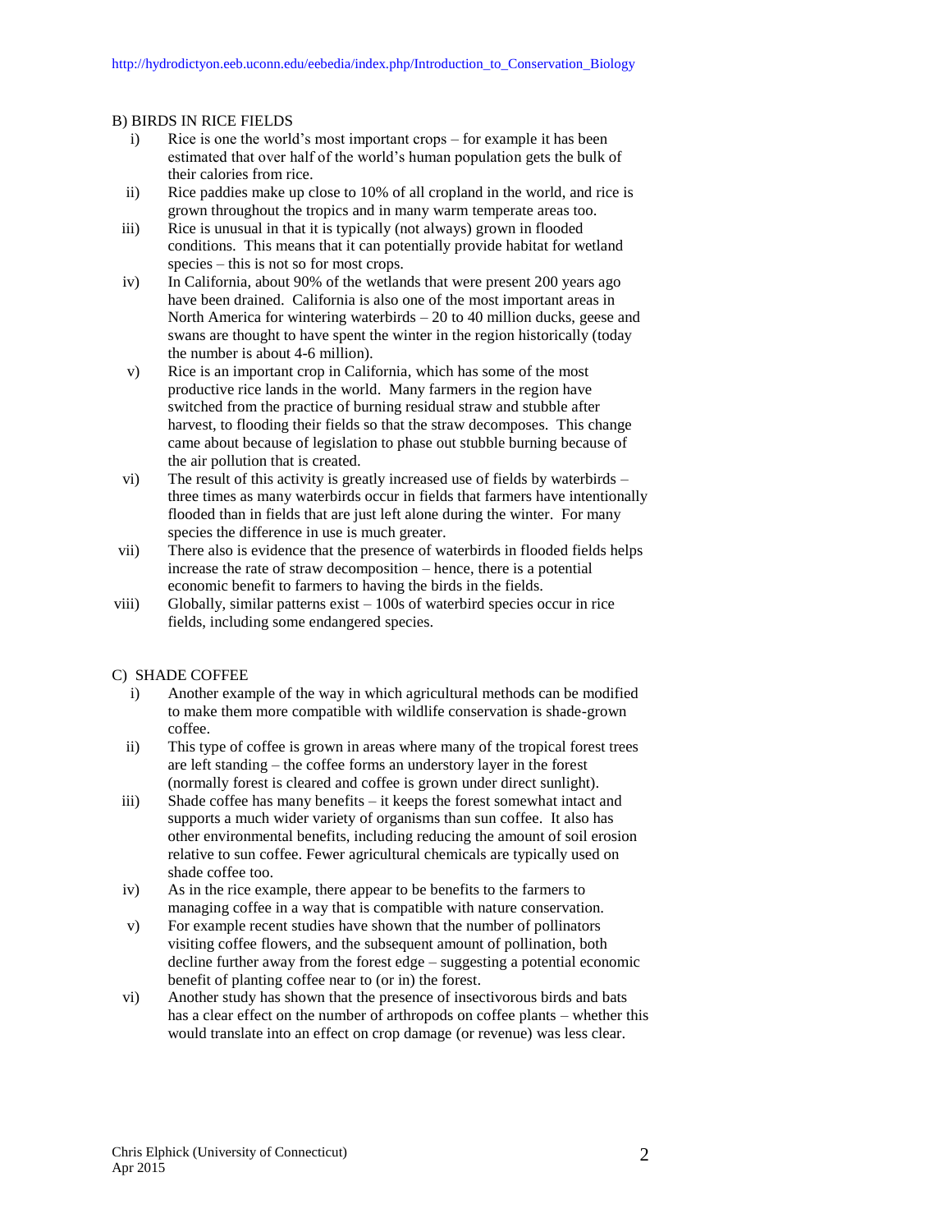B) BIRDS IN RICE FIELDS

i) Rice is one the world's most important crops – for example it has been estimated that over half of the world's human population gets the bulk of their calories from rice.

ii) Rice paddies make up close to 10% of all cropland in the world, and rice is grown throughout the tropics and in many warm temperate areas too.

iii) Rice is unusual in that it is typically (not always) grown in flooded conditions. This means that it can potentially provide habitat for wetland species – this is not so for most crops.

iv) In California, about 90% of the wetlands that were present 200 years ago have been drained. California is also one of the most important areas in North America for wintering waterbirds – 20 to 40 million ducks, geese and swans are thought to have spent the winter in the region historically (today the number is about 4-6 million).

v) Rice is an important crop in California, which has some of the most productive rice lands in the world. Many farmers in the region have switched from the practice of burning residual straw and stubble after harvest, to flooding their fields so that the straw decomposes. This change came about because of legislation to phase out stubble burning because of the air pollution that is created.

vi) The result of this activity is greatly increased use of fields by waterbirds – three times as many waterbirds occur in fields that farmers have intentionally flooded than in fields that are just left alone during the winter. For many species the difference in use is much greater.

vii) There also is evidence that the presence of waterbirds in flooded fields helps increase the rate of straw decomposition – hence, there is a potential economic benefit to farmers to having the birds in the fields.

viii) Globally, similar patterns exist – 100s of waterbird species occur in rice fields, including some endangered species.

C) SHADE COFFEE

i) Another example of the way in which agricultural methods can be modified to make them more compatible with wildlife conservation is shade-grown coffee.

ii) This type of coffee is grown in areas where many of the tropical forest trees are left standing – the coffee forms an understory layer in the forest (normally forest is cleared and coffee is grown under direct sunlight).

iii) Shade coffee has many benefits – it keeps the forest somewhat intact and supports a much wider variety of organisms than sun coffee. It also has other environmental benefits, including reducing the amount of soil erosion relative to sun coffee. Fewer agricultural chemicals are typically used on shade coffee too.

iv) As in the rice example, there appear to be benefits to the farmers to managing coffee in a way that is compatible with nature conservation.

v) For example recent studies have shown that the number of pollinators visiting coffee flowers, and the subsequent amount of pollination, both decline further away from the forest edge – suggesting a potential economic benefit of planting coffee near to (or in) the forest.

vi) Another study has shown that the presence of insectivorous birds and bats has a clear effect on the number of arthropods on coffee plants – whether this would translate into an effect on crop damage (or revenue) was less clear.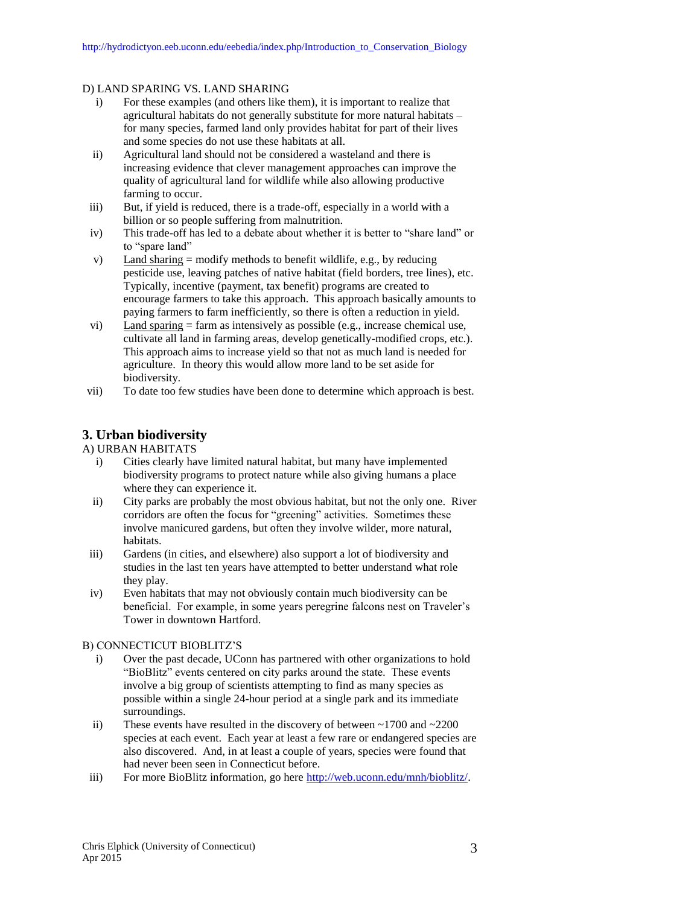D) LAND SPARING VS. LAND SHARING

i) For these examples (and others like them), it is important to realize that agricultural habitats do not generally substitute for more natural habitats – for many species, farmed land only provides habitat for part of their lives and some species do not use these habitats at all.

ii) Agricultural land should not be considered a wasteland and there is increasing evidence that clever management approaches can improve the quality of agricultural land for wildlife while also allowing productive farming to occur.

iii) But, if yield is reduced, there is a trade-off, especially in a world with a billion or so people suffering from malnutrition.

iv) This trade-off has led to a debate about whether it is better to "share land" or to "spare land"

v) Land sharing = modify methods to benefit wildlife, e.g., by reducing pesticide use, leaving patches of native habitat (field borders, tree lines), etc. Typically, incentive (payment, tax benefit) programs are created to encourage farmers to take this approach. This approach basically amounts to paying farmers to farm inefficiently, so there is often a reduction in yield.

vi) Land sparing = farm as intensively as possible (e.g., increase chemical use, cultivate all land in farming areas, develop genetically-modified crops, etc.). This approach aims to increase yield so that not as much land is needed for agriculture. In theory this would allow more land to be set aside for biodiversity.

vii) To date too few studies have been done to determine which approach is best.

## 3. Urban biodiversity

A) URBAN HABITATS

i) Cities clearly have limited natural habitat, but many have implemented biodiversity programs to protect nature while also giving humans a place where they can experience it.

ii) City parks are probably the most obvious habitat, but not the only one. River corridors are often the focus for "greening" activities. Sometimes these involve manicured gardens, but often they involve wilder, more natural, habitats.

iii) Gardens (in cities, and elsewhere) also support a lot of biodiversity and studies in the last ten years have attempted to better understand what role they play.

iv) Even habitats that may not obviously contain much biodiversity can be beneficial. For example, in some years peregrine falcons nest on Traveler's Tower in downtown Hartford.

B) CONNECTICUT BIOBLITZ'S

i) Over the past decade, UConn has partnered with other organizations to hold "BioBlitz" events centered on city parks around the state. These events involve a big group of scientists attempting to find as many species as possible within a single 24-hour period at a single park and its immediate surroundings.

ii) These events have resulted in the discovery of between ~1700 and ~2200 species at each event. Each year at least a few rare or endangered species are also discovered. And, in at least a couple of years, species were found that had never been seen in Connecticut before.

iii) For more BioBlitz information, go here http://web.uconn.edu/mnh/bioblitz/.